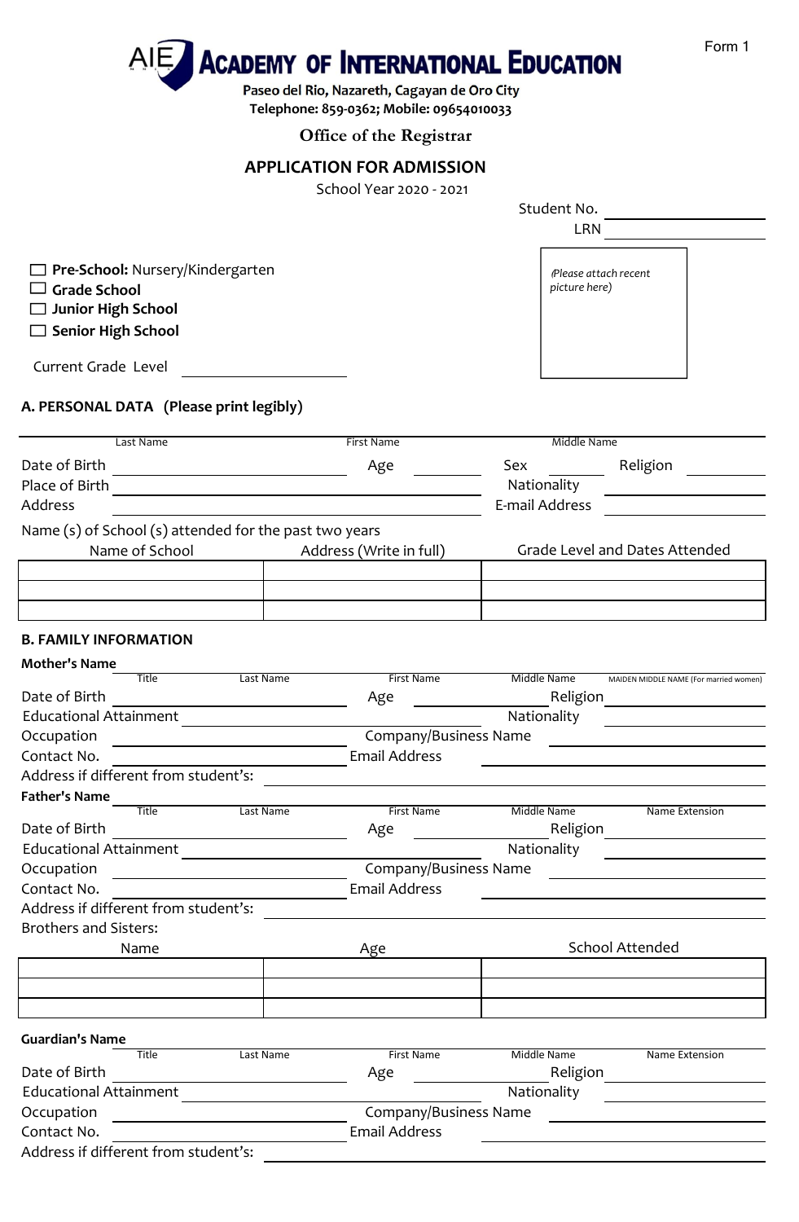Form 1

# AIE ACADEMY OF INTERNATIONAL EDUCATION

Paseo del Rio, Nazareth, Cagayan de Oro City
Telephone: 859-0362; Mobile: 09654010033

## Office of the Registrar

## APPLICATION FOR ADMISSION

School Year 2020 - 2021

Student No. ____________________
LRN ____________________

☐ **Pre-School:** Nursery/Kindergarten
☐ **Grade School**
☐ **Junior High School**
☐ **Senior High School**

*(Please attach recent picture here)*

Current Grade Level ____________________

### A. PERSONAL DATA (Please print legibly)

______________________________________________________________
Last Name First Name Middle Name

Date of Birth ____________________ Age __________ Sex __________ Religion __________
Place of Birth ____________________ Nationality ____________________
Address ____________________ E-mail Address ____________________

Name (s) of School (s) attended for the past two years

| Name of School | Address (Write in full) | Grade Level and Dates Attended |
|---|---|---|
| | | |
| | | |
| | | |

### B. FAMILY INFORMATION

**Mother's Name** ______________________________________________________________
Title Last Name First Name Middle Name MAIDEN MIDDLE NAME (For married women)

Date of Birth ____________________ Age __________ Religion ____________________
Educational Attainment ____________________ Nationality ____________________
Occupation ____________________ Company/Business Name ____________________
Contact No. ____________________ Email Address ____________________
Address if different from student's: ____________________

**Father's Name** ______________________________________________________________
Title Last Name First Name Middle Name Name Extension

Date of Birth ____________________ Age __________ Religion ____________________
Educational Attainment ____________________ Nationality ____________________
Occupation ____________________ Company/Business Name ____________________
Contact No. ____________________ Email Address ____________________
Address if different from student's: ____________________

Brothers and Sisters:

| Name | Age | School Attended |
|---|---|---|
| | | |
| | | |
| | | |

**Guardian's Name** ______________________________________________________________
Title Last Name First Name Middle Name Name Extension

Date of Birth ____________________ Age __________ Religion ____________________
Educational Attainment ____________________ Nationality ____________________
Occupation ____________________ Company/Business Name ____________________
Contact No. ____________________ Email Address ____________________
Address if different from student's: ____________________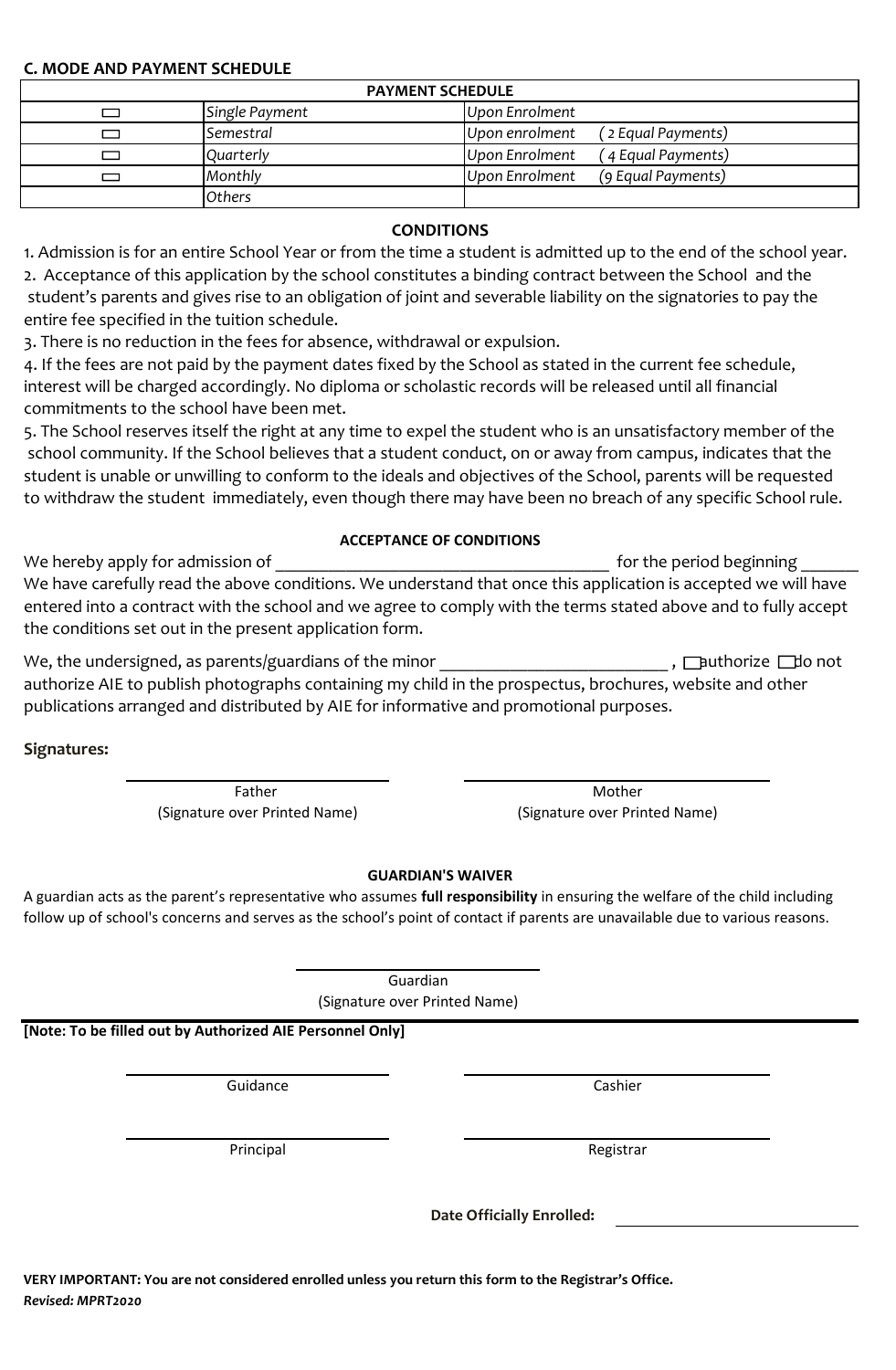**C. MODE AND PAYMENT SCHEDULE**

| PAYMENT SCHEDULE | | |
|---|---|---|
| ☐ | *Single Payment* | *Upon Enrolment* |
| ☐ | *Semestral* | *Upon enrolment ( 2 Equal Payments)* |
| ☐ | *Quarterly* | *Upon Enrolment ( 4 Equal Payments)* |
| ☐ | *Monthly* | *Upon Enrolment (9 Equal Payments)* |
| | *Others* | |

**CONDITIONS**

1. Admission is for an entire School Year or from the time a student is admitted up to the end of the school year.
2. Acceptance of this application by the school constitutes a binding contract between the School and the student's parents and gives rise to an obligation of joint and severable liability on the signatories to pay the entire fee specified in the tuition schedule.
3. There is no reduction in the fees for absence, withdrawal or expulsion.
4. If the fees are not paid by the payment dates fixed by the School as stated in the current fee schedule, interest will be charged accordingly. No diploma or scholastic records will be released until all financial commitments to the school have been met.
5. The School reserves itself the right at any time to expel the student who is an unsatisfactory member of the school community. If the School believes that a student conduct, on or away from campus, indicates that the student is unable or unwilling to conform to the ideals and objectives of the School, parents will be requested to withdraw the student immediately, even though there may have been no breach of any specific School rule.

**ACCEPTANCE OF CONDITIONS**

We hereby apply for admission of ______________________________________ for the period beginning ______
We have carefully read the above conditions. We understand that once this application is accepted we will have entered into a contract with the school and we agree to comply with the terms stated above and to fully accept the conditions set out in the present application form.

We, the undersigned, as parents/guardians of the minor __________________________ , ☐ authorize ☐ do not authorize AIE to publish photographs containing my child in the prospectus, brochures, website and other publications arranged and distributed by AIE for informative and promotional purposes.

**Signatures:**

________________________
Father
(Signature over Printed Name)

________________________
Mother
(Signature over Printed Name)

**GUARDIAN'S WAIVER**

A guardian acts as the parent's representative who assumes **full responsibility** in ensuring the welfare of the child including follow up of school's concerns and serves as the school's point of contact if parents are unavailable due to various reasons.

________________________
Guardian
(Signature over Printed Name)

**[Note: To be filled out by Authorized AIE Personnel Only]**

________________________
Guidance

________________________
Cashier

________________________
Principal

________________________
Registrar

**Date Officially Enrolled:** ________________________

**VERY IMPORTANT: You are not considered enrolled unless you return this form to the Registrar's Office.**

***Revised: MPRT2020***